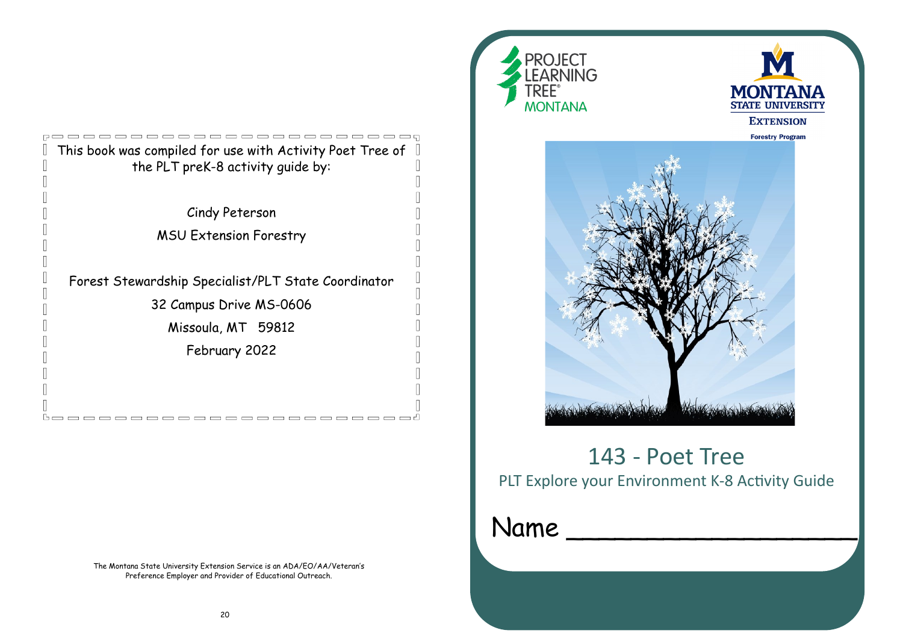This book was compiled for use with Activity Poet Tree of the PLT preK-8 activity guide by:

Cindy Peterson

MSU Extension Forestry

Forest Stewardship Specialist/PLT State Coordinator

32 Campus Drive MS-0606

Missoula, MT 59812

February 2022

The Montana State University Extension Service is an ADA/EO/AA/Veteran's Preference Employer and Provider of Educational Outreach.

PROJECT LEARNING TREE® MONTANA

MONTANA STATE UNIVERSITY EXTENSION Forestry Program

# 143 - Poet Tree

## PLT Explore your Environment K-8 Activity Guide

Name ___________________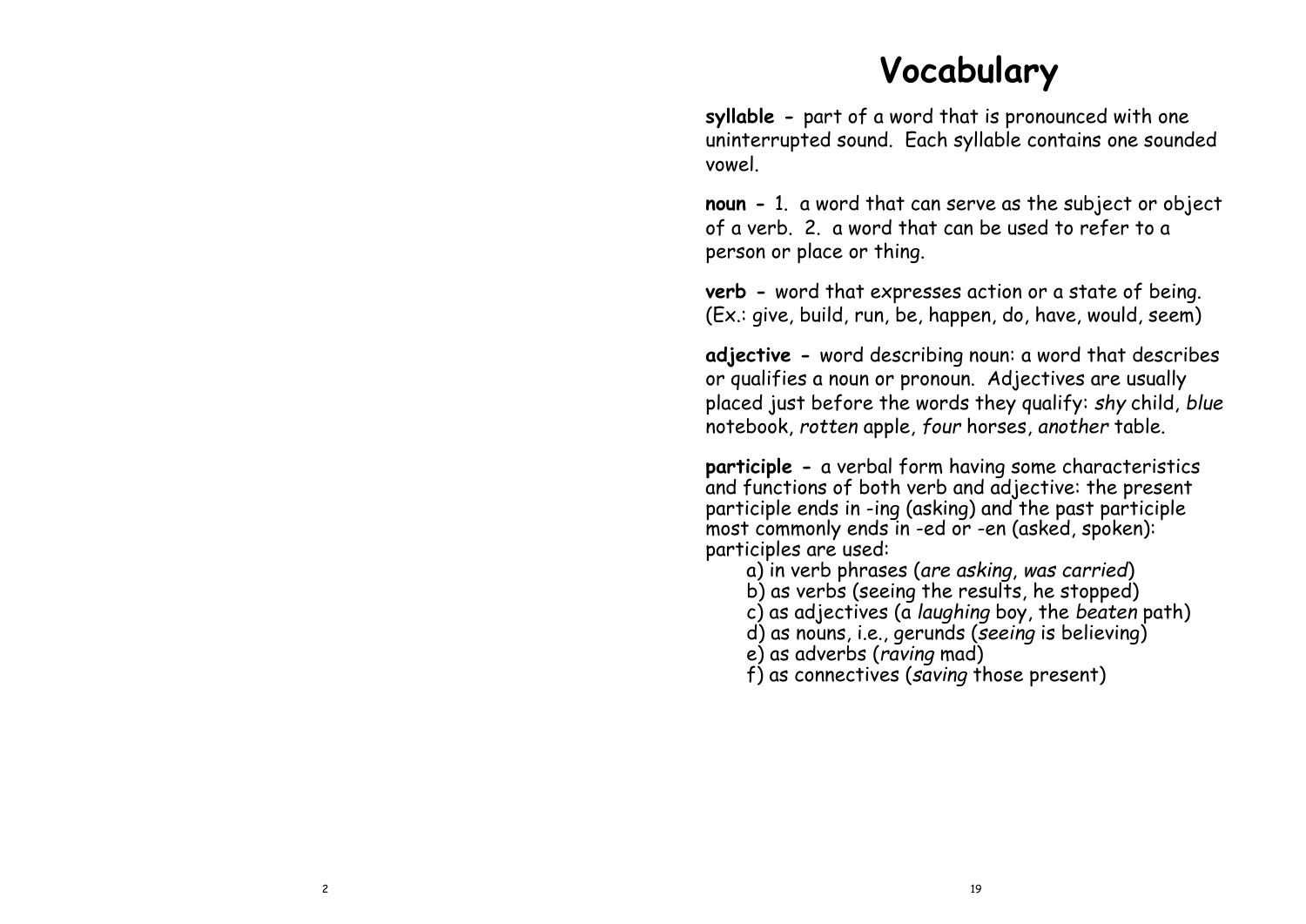# Vocabulary

**syllable -** part of a word that is pronounced with one uninterrupted sound. Each syllable contains one sounded vowel.

**noun -** 1. a word that can serve as the subject or object of a verb. 2. a word that can be used to refer to a person or place or thing.

**verb -** word that expresses action or a state of being. (Ex.: give, build, run, be, happen, do, have, would, seem)

**adjective -** word describing noun: a word that describes or qualifies a noun or pronoun. Adjectives are usually placed just before the words they qualify: *shy* child, *blue* notebook, *rotten* apple, *four* horses, *another* table.

**participle -** a verbal form having some characteristics and functions of both verb and adjective: the present participle ends in -ing (asking) and the past participle most commonly ends in -ed or -en (asked, spoken): participles are used:

a) in verb phrases (*are asking*, *was carried*)
b) as verbs (seeing the results, he stopped)
c) as adjectives (a *laughing* boy, the *beaten* path)
d) as nouns, i.e., gerunds (*seeing* is believing)
e) as adverbs (*raving* mad)
f) as connectives (*saving* those present)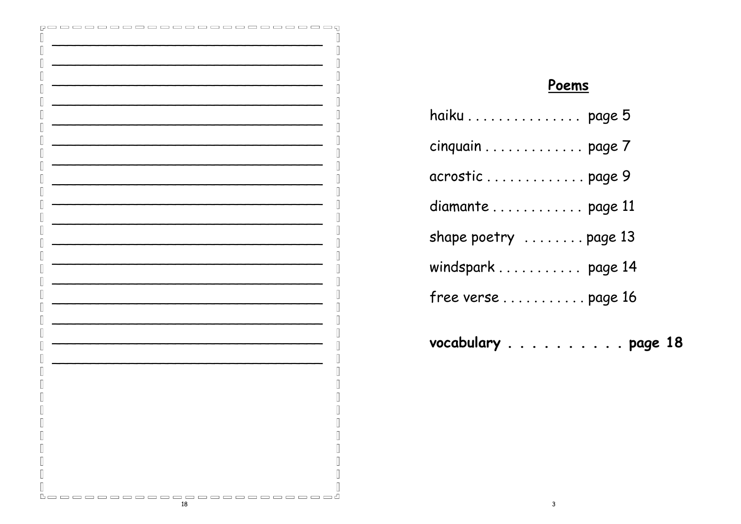## Poems

haiku . . . . . . . . . . . . . . . page 5

cinquain . . . . . . . . . . . . . page 7

acrostic . . . . . . . . . . . . . page 9

diamante . . . . . . . . . . . . page 11

shape poetry . . . . . . . . page 13

windspark . . . . . . . . . . . page 14

free verse . . . . . . . . . . . page 16

**vocabulary . . . . . . . . . . page 18**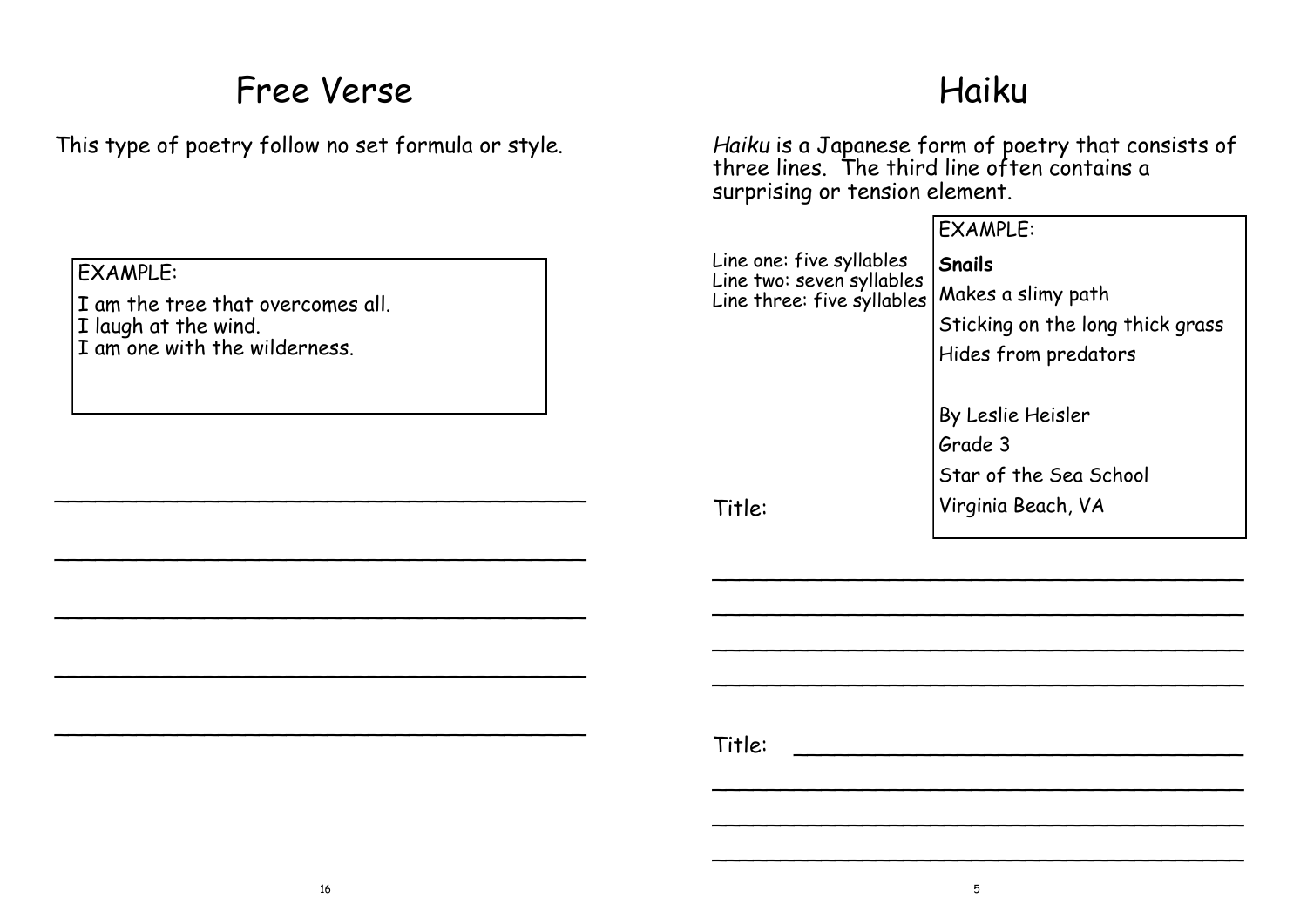# Free Verse

This type of poetry follow no set formula or style.

EXAMPLE:

I am the tree that overcomes all.
I laugh at the wind.
I am one with the wilderness.

\_\_\_\_\_\_\_\_\_\_\_\_\_\_\_\_\_\_\_\_\_\_\_\_\_\_\_\_\_\_\_\_\_\_\_\_\_\_\_\_

\_\_\_\_\_\_\_\_\_\_\_\_\_\_\_\_\_\_\_\_\_\_\_\_\_\_\_\_\_\_\_\_\_\_\_\_\_\_\_\_

\_\_\_\_\_\_\_\_\_\_\_\_\_\_\_\_\_\_\_\_\_\_\_\_\_\_\_\_\_\_\_\_\_\_\_\_\_\_\_\_

\_\_\_\_\_\_\_\_\_\_\_\_\_\_\_\_\_\_\_\_\_\_\_\_\_\_\_\_\_\_\_\_\_\_\_\_\_\_\_\_

\_\_\_\_\_\_\_\_\_\_\_\_\_\_\_\_\_\_\_\_\_\_\_\_\_\_\_\_\_\_\_\_\_\_\_\_\_\_\_\_

# Haiku

*Haiku* is a Japanese form of poetry that consists of three lines. The third line often contains a surprising or tension element.

Line one: five syllables
Line two: seven syllables
Line three: five syllables

EXAMPLE:

**Snails**

Makes a slimy path
Sticking on the long thick grass
Hides from predators

By Leslie Heisler
Grade 3
Star of the Sea School
Virginia Beach, VA

Title:

\_\_\_\_\_\_\_\_\_\_\_\_\_\_\_\_\_\_\_\_\_\_\_\_\_\_\_\_\_\_\_\_\_\_\_\_\_\_\_\_

\_\_\_\_\_\_\_\_\_\_\_\_\_\_\_\_\_\_\_\_\_\_\_\_\_\_\_\_\_\_\_\_\_\_\_\_\_\_\_\_

\_\_\_\_\_\_\_\_\_\_\_\_\_\_\_\_\_\_\_\_\_\_\_\_\_\_\_\_\_\_\_\_\_\_\_\_\_\_\_\_

\_\_\_\_\_\_\_\_\_\_\_\_\_\_\_\_\_\_\_\_\_\_\_\_\_\_\_\_\_\_\_\_\_\_\_\_\_\_\_\_

Title: \_\_\_\_\_\_\_\_\_\_\_\_\_\_\_\_\_\_\_\_\_\_\_\_\_\_\_\_\_\_\_\_

\_\_\_\_\_\_\_\_\_\_\_\_\_\_\_\_\_\_\_\_\_\_\_\_\_\_\_\_\_\_\_\_\_\_\_\_\_\_\_\_

\_\_\_\_\_\_\_\_\_\_\_\_\_\_\_\_\_\_\_\_\_\_\_\_\_\_\_\_\_\_\_\_\_\_\_\_\_\_\_\_

\_\_\_\_\_\_\_\_\_\_\_\_\_\_\_\_\_\_\_\_\_\_\_\_\_\_\_\_\_\_\_\_\_\_\_\_\_\_\_\_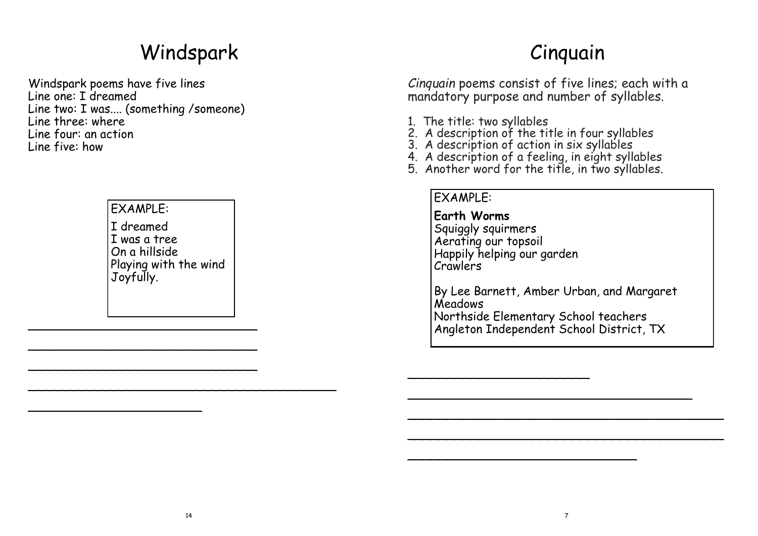# Windspark

Windspark poems have five lines
Line one: I dreamed
Line two: I was.... (something /someone)
Line three: where
Line four: an action
Line five: how

EXAMPLE:

I dreamed
I was a tree
On a hillside
Playing with the wind
Joyfully.

______________________________

______________________________

______________________________

________________________________________

______________________

# Cinquain

*Cinquain* poems consist of five lines; each with a mandatory purpose and number of syllables.

1. The title: two syllables
2. A description of the title in four syllables
3. A description of action in six syllables
4. A description of a feeling, in eight syllables
5. Another word for the title, in two syllables.

EXAMPLE:

**Earth Worms**
Squiggly squirmers
Aerating our topsoil
Happily helping our garden
Crawlers

By Lee Barnett, Amber Urban, and Margaret Meadows
Northside Elementary School teachers
Angleton Independent School District, TX

______________________

____________________________________

________________________________________

________________________________________

_____________________________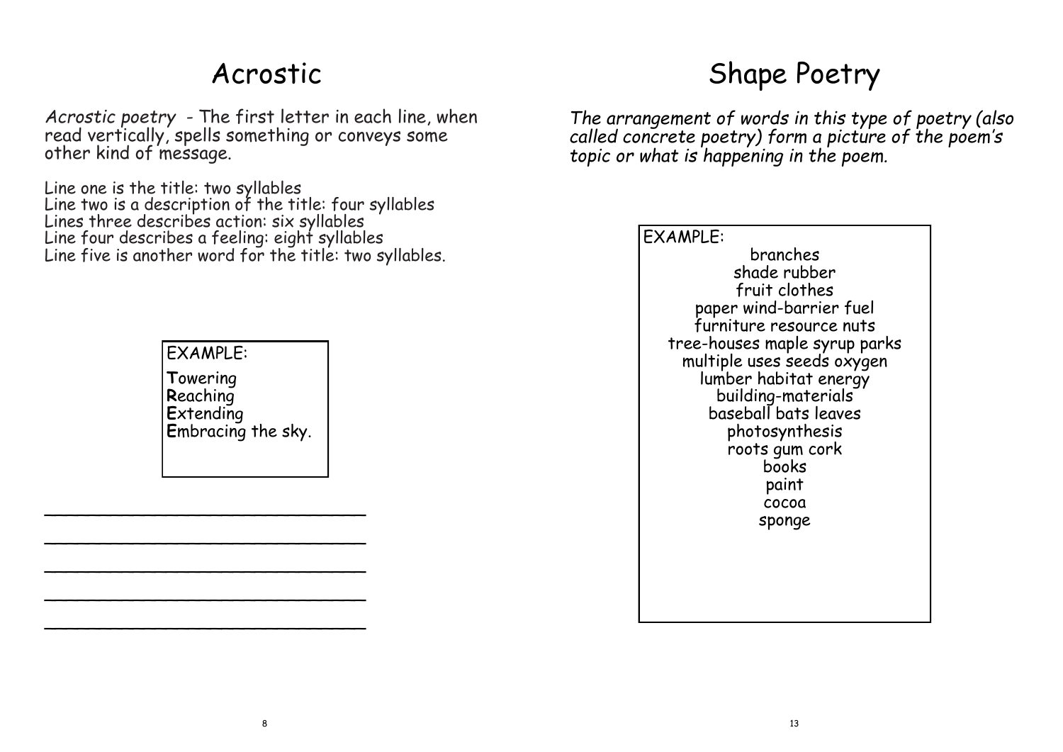# Acrostic

*Acrostic poetry* - The first letter in each line, when read vertically, spells something or conveys some other kind of message.

Line one is the title: two syllables
Line two is a description of the title: four syllables
Lines three describes action: six syllables
Line four describes a feeling: eight syllables
Line five is another word for the title: two syllables.

EXAMPLE:

**T**owering
**R**eaching
**E**xtending
**E**mbracing the sky.

\_\_\_\_\_\_\_\_\_\_\_\_\_\_\_\_\_\_\_\_\_\_\_\_\_\_\_\_\_\_

\_\_\_\_\_\_\_\_\_\_\_\_\_\_\_\_\_\_\_\_\_\_\_\_\_\_\_\_\_\_

\_\_\_\_\_\_\_\_\_\_\_\_\_\_\_\_\_\_\_\_\_\_\_\_\_\_\_\_\_\_

\_\_\_\_\_\_\_\_\_\_\_\_\_\_\_\_\_\_\_\_\_\_\_\_\_\_\_\_\_\_

\_\_\_\_\_\_\_\_\_\_\_\_\_\_\_\_\_\_\_\_\_\_\_\_\_\_\_\_\_\_

# Shape Poetry

*The arrangement of words in this type of poetry (also called concrete poetry) form a picture of the poem's topic or what is happening in the poem.*

EXAMPLE:

branches
shade rubber
fruit clothes
paper wind-barrier fuel
furniture resource nuts
tree-houses maple syrup parks
multiple uses seeds oxygen
lumber habitat energy
building-materials
baseball bats leaves
photosynthesis
roots gum cork
books
paint
cocoa
sponge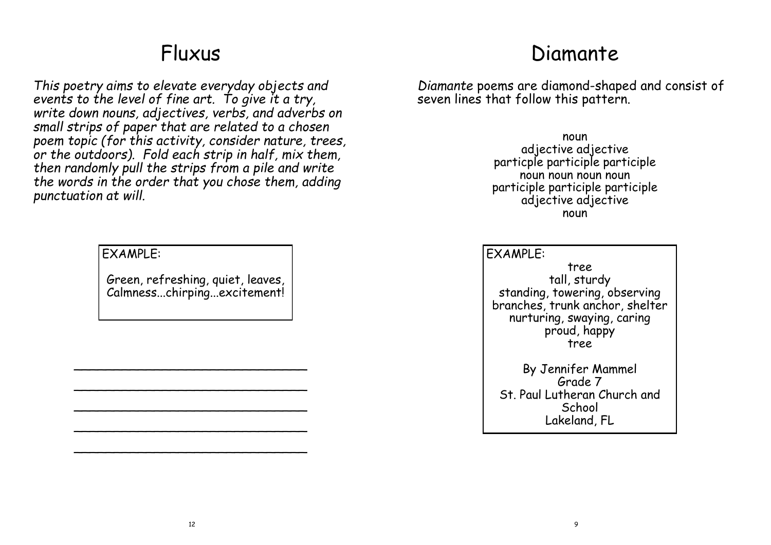# Fluxus

*This poetry aims to elevate everyday objects and events to the level of fine art. To give it a try, write down nouns, adjectives, verbs, and adverbs on small strips of paper that are related to a chosen poem topic (for this activity, consider nature, trees, or the outdoors). Fold each strip in half, mix them, then randomly pull the strips from a pile and write the words in the order that you chose them, adding punctuation at will.*

EXAMPLE:

Green, refreshing, quiet, leaves,
Calmness...chirping...excitement!

______________________________

______________________________

______________________________

______________________________

______________________________

# Diamante

*Diamante* poems are diamond-shaped and consist of seven lines that follow this pattern.

noun
adjective adjective
particple participle participle
noun noun noun noun
participle participle participle
adjective adjective
noun

EXAMPLE:

tree
tall, sturdy
standing, towering, observing
branches, trunk anchor, shelter
nurturing, swaying, caring
proud, happy
tree

By Jennifer Mammel
Grade 7
St. Paul Lutheran Church and School
Lakeland, FL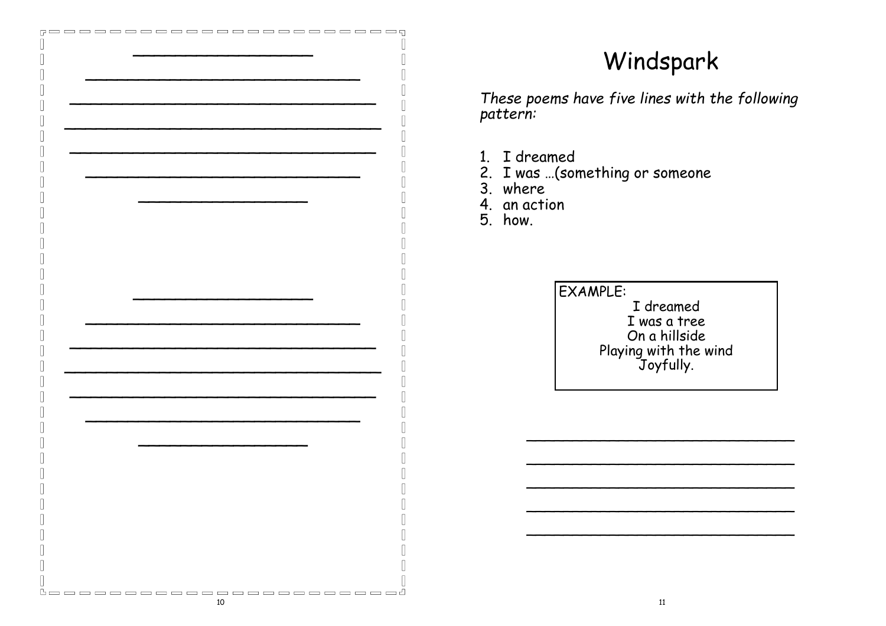# Windspark

*These poems have five lines with the following pattern:*

1. I dreamed
2. I was …(something or someone
3. where
4. an action
5. how.

EXAMPLE:

I dreamed
I was a tree
On a hillside
Playing with the wind
Joyfully.